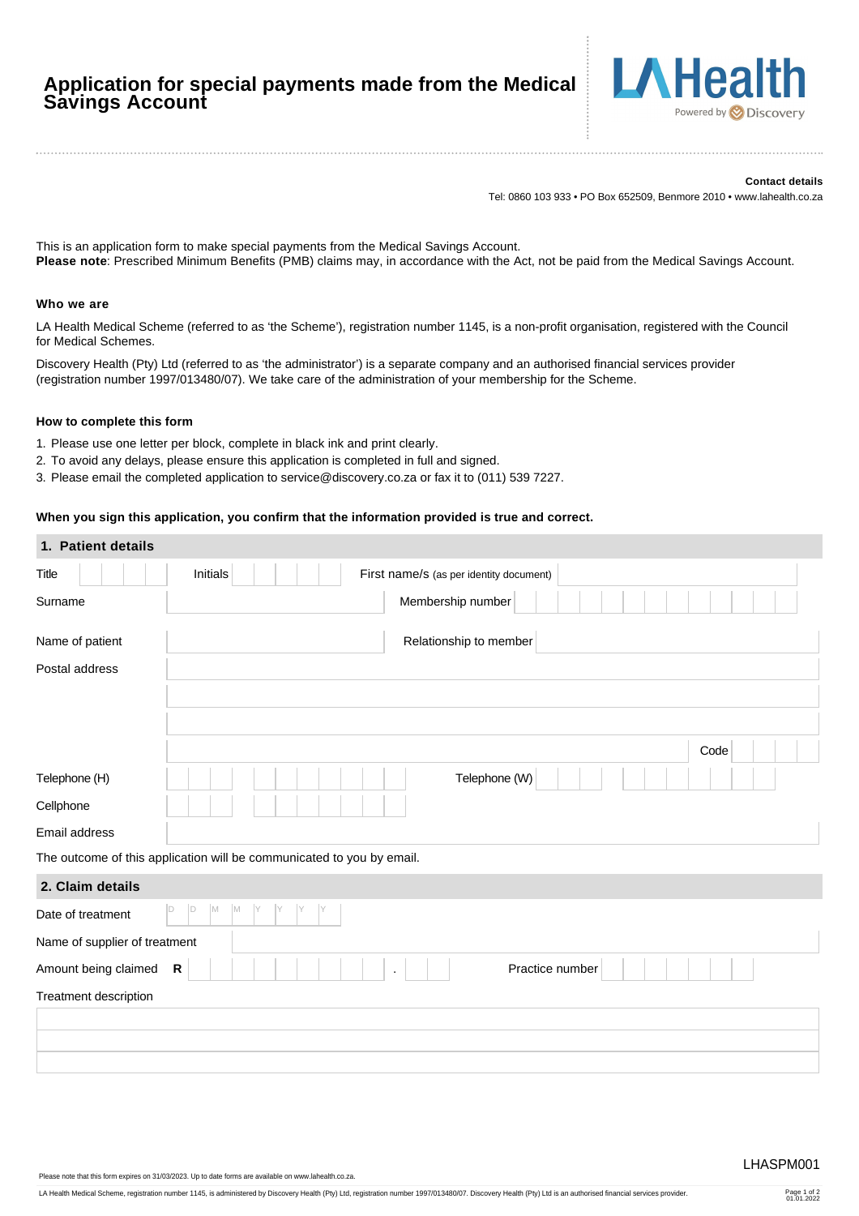# Application for special payments made from the Medical Savings Account

LA Health Powered by Discovery

**Contact details**

Tel: 0860 103 933 • PO Box 652509, Benmore 2010 • www.lahealth.co.za

This is an application form to make special payments from the Medical Savings Account.
**Please note**: Prescribed Minimum Benefits (PMB) claims may, in accordance with the Act, not be paid from the Medical Savings Account.

### Who we are

LA Health Medical Scheme (referred to as 'the Scheme'), registration number 1145, is a non-profit organisation, registered with the Council for Medical Schemes.

Discovery Health (Pty) Ltd (referred to as 'the administrator') is a separate company and an authorised financial services provider (registration number 1997/013480/07). We take care of the administration of your membership for the Scheme.

### How to complete this form

1. Please use one letter per block, complete in black ink and print clearly.
2. To avoid any delays, please ensure this application is completed in full and signed.
3. Please email the completed application to service@discovery.co.za or fax it to (011) 539 7227.

**When you sign this application, you confirm that the information provided is true and correct.**

## 1. Patient details

| | | | |
|---|---|---|---|
| Title | | Initials | |
| First name/s (as per identity document) | | | |
| Surname | | Membership number | |
| Name of patient | | Relationship to member | |
| Postal address | | | |
| | | | |
| | | | |
| | | Code | |
| Telephone (H) | | Telephone (W) | |
| Cellphone | | | |
| Email address | | | |

The outcome of this application will be communicated to you by email.

## 2. Claim details

| | | | |
|---|---|---|---|
| Date of treatment | D D M M Y Y Y Y | | |
| Name of supplier of treatment | | | |
| Amount being claimed | R . | Practice number | |
| Treatment description | | | |
| | | | |
| | | | |
| | | | |

LHASPM001

Please note that this form expires on 31/03/2023. Up to date forms are available on www.lahealth.co.za.

LA Health Medical Scheme, registration number 1145, is administered by Discovery Health (Pty) Ltd, registration number 1997/013480/07. Discovery Health (Pty) Ltd is an authorised financial services provider.

01.01.2022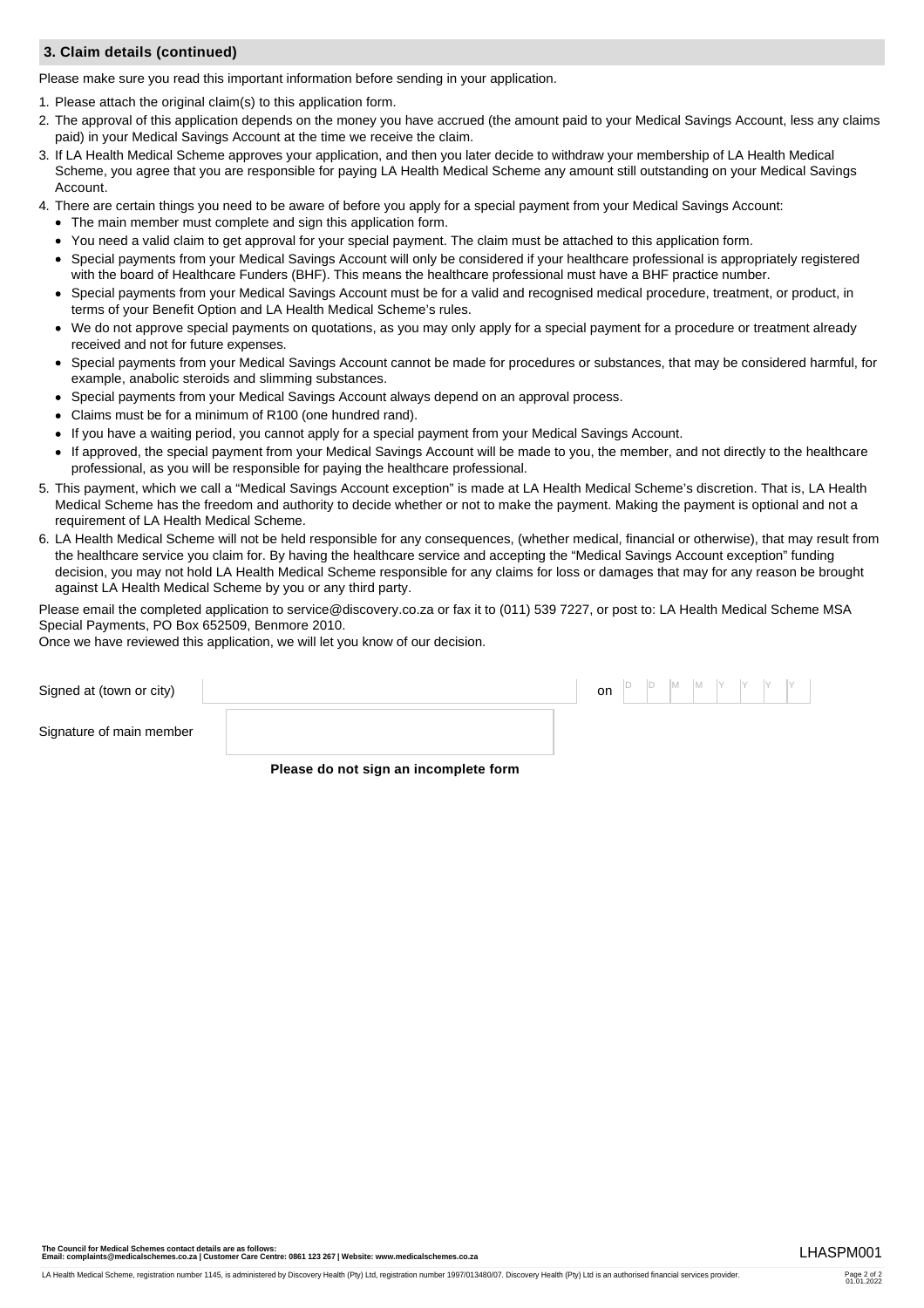## 3. Claim details (continued)

Please make sure you read this important information before sending in your application.

1. Please attach the original claim(s) to this application form.
2. The approval of this application depends on the money you have accrued (the amount paid to your Medical Savings Account, less any claims paid) in your Medical Savings Account at the time we receive the claim.
3. If LA Health Medical Scheme approves your application, and then you later decide to withdraw your membership of LA Health Medical Scheme, you agree that you are responsible for paying LA Health Medical Scheme any amount still outstanding on your Medical Savings Account.
4. There are certain things you need to be aware of before you apply for a special payment from your Medical Savings Account:
   - The main member must complete and sign this application form.
   - You need a valid claim to get approval for your special payment. The claim must be attached to this application form.
   - Special payments from your Medical Savings Account will only be considered if your healthcare professional is appropriately registered with the board of Healthcare Funders (BHF). This means the healthcare professional must have a BHF practice number.
   - Special payments from your Medical Savings Account must be for a valid and recognised medical procedure, treatment, or product, in terms of your Benefit Option and LA Health Medical Scheme's rules.
   - We do not approve special payments on quotations, as you may only apply for a special payment for a procedure or treatment already received and not for future expenses.
   - Special payments from your Medical Savings Account cannot be made for procedures or substances, that may be considered harmful, for example, anabolic steroids and slimming substances.
   - Special payments from your Medical Savings Account always depend on an approval process.
   - Claims must be for a minimum of R100 (one hundred rand).
   - If you have a waiting period, you cannot apply for a special payment from your Medical Savings Account.
   - If approved, the special payment from your Medical Savings Account will be made to you, the member, and not directly to the healthcare professional, as you will be responsible for paying the healthcare professional.
5. This payment, which we call a "Medical Savings Account exception" is made at LA Health Medical Scheme's discretion. That is, LA Health Medical Scheme has the freedom and authority to decide whether or not to make the payment. Making the payment is optional and not a requirement of LA Health Medical Scheme.
6. LA Health Medical Scheme will not be held responsible for any consequences, (whether medical, financial or otherwise), that may result from the healthcare service you claim for. By having the healthcare service and accepting the "Medical Savings Account exception" funding decision, you may not hold LA Health Medical Scheme responsible for any claims for loss or damages that may for any reason be brought against LA Health Medical Scheme by you or any third party.

Please email the completed application to service@discovery.co.za or fax it to (011) 539 7227, or post to: LA Health Medical Scheme MSA Special Payments, PO Box 652509, Benmore 2010.
Once we have reviewed this application, we will let you know of our decision.

Signed at (town or city) \_\_\_\_\_\_\_\_\_\_ on D D M M Y Y Y Y

Signature of main member \_\_\_\_\_\_\_\_\_\_

**Please do not sign an incomplete form**

**The Council for Medical Schemes contact details are as follows:**
**Email: complaints@medicalschemes.co.za | Customer Care Centre: 0861 123 267 | Website: www.medicalschemes.co.za**

LHASPM001

LA Health Medical Scheme, registration number 1145, is administered by Discovery Health (Pty) Ltd, registration number 1997/013480/07. Discovery Health (Pty) Ltd is an authorised financial services provider.

01.01.2022